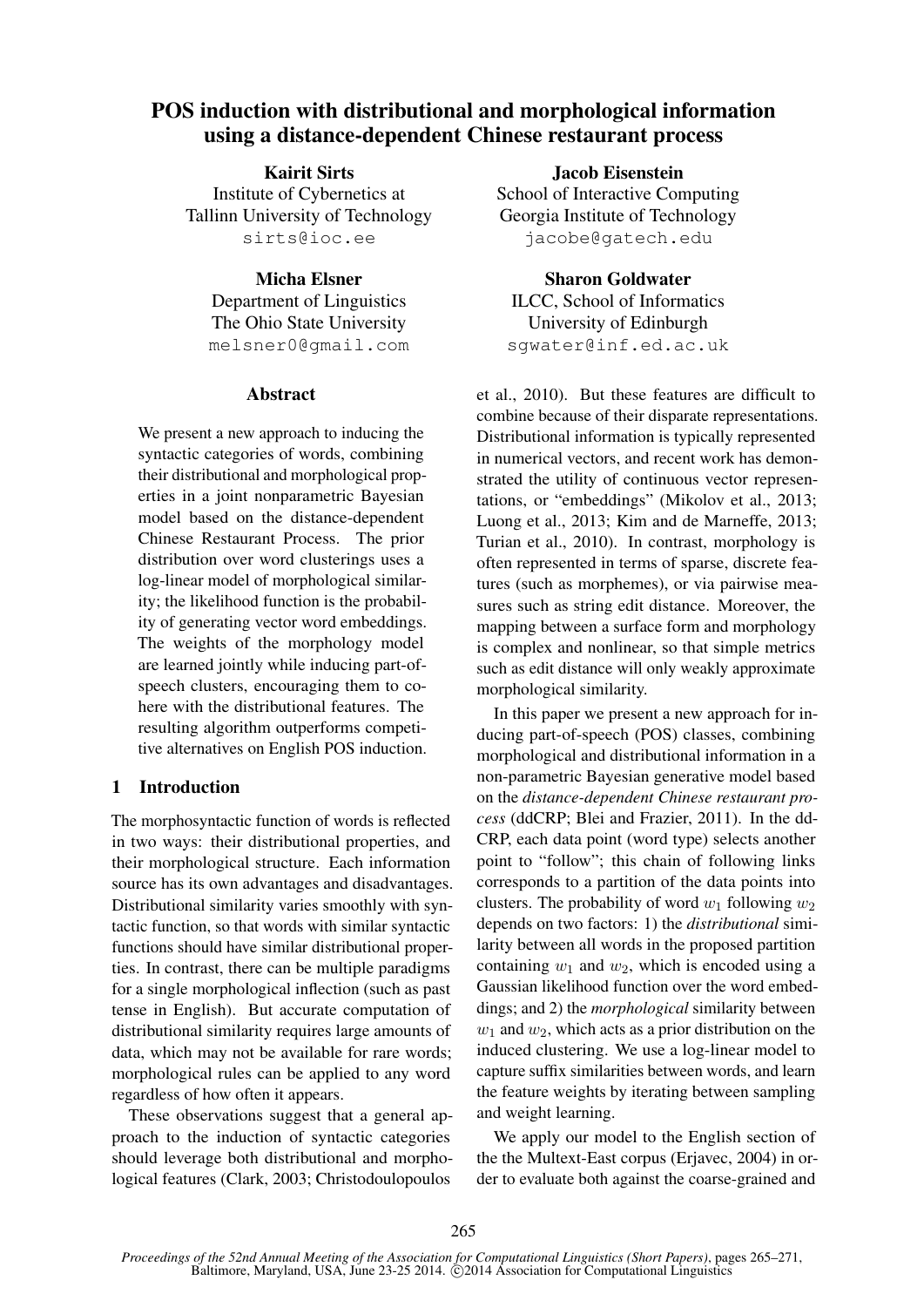# POS induction with distributional and morphological information using a distance-dependent Chinese restaurant process

**Kairit Sirts**
Institute of Cybernetics at
Tallinn University of Technology
sirts@ioc.ee

**Jacob Eisenstein**
School of Interactive Computing
Georgia Institute of Technology
jacobe@gatech.edu

**Micha Elsner**
Department of Linguistics
The Ohio State University
melsner0@gmail.com

**Sharon Goldwater**
ILCC, School of Informatics
University of Edinburgh
sgwater@inf.ed.ac.uk

## Abstract

We present a new approach to inducing the syntactic categories of words, combining their distributional and morphological properties in a joint nonparametric Bayesian model based on the distance-dependent Chinese Restaurant Process. The prior distribution over word clusterings uses a log-linear model of morphological similarity; the likelihood function is the probability of generating vector word embeddings. The weights of the morphology model are learned jointly while inducing part-of-speech clusters, encouraging them to cohere with the distributional features. The resulting algorithm outperforms competitive alternatives on English POS induction.

## 1 Introduction

The morphosyntactic function of words is reflected in two ways: their distributional properties, and their morphological structure. Each information source has its own advantages and disadvantages. Distributional similarity varies smoothly with syntactic function, so that words with similar syntactic functions should have similar distributional properties. In contrast, there can be multiple paradigms for a single morphological inflection (such as past tense in English). But accurate computation of distributional similarity requires large amounts of data, which may not be available for rare words; morphological rules can be applied to any word regardless of how often it appears.

These observations suggest that a general approach to the induction of syntactic categories should leverage both distributional and morphological features (Clark, 2003; Christodoulopoulos et al., 2010). But these features are difficult to combine because of their disparate representations. Distributional information is typically represented in numerical vectors, and recent work has demonstrated the utility of continuous vector representations, or "embeddings" (Mikolov et al., 2013; Luong et al., 2013; Kim and de Marneffe, 2013; Turian et al., 2010). In contrast, morphology is often represented in terms of sparse, discrete features (such as morphemes), or via pairwise measures such as string edit distance. Moreover, the mapping between a surface form and morphology is complex and nonlinear, so that simple metrics such as edit distance will only weakly approximate morphological similarity.

In this paper we present a new approach for inducing part-of-speech (POS) classes, combining morphological and distributional information in a non-parametric Bayesian generative model based on the *distance-dependent Chinese restaurant process* (ddCRP; Blei and Frazier, 2011). In the ddCRP, each data point (word type) selects another point to "follow"; this chain of following links corresponds to a partition of the data points into clusters. The probability of word $w_1$ following $w_2$ depends on two factors: 1) the *distributional* similarity between all words in the proposed partition containing $w_1$ and $w_2$, which is encoded using a Gaussian likelihood function over the word embeddings; and 2) the *morphological* similarity between $w_1$ and $w_2$, which acts as a prior distribution on the induced clustering. We use a log-linear model to capture suffix similarities between words, and learn the feature weights by iterating between sampling and weight learning.

We apply our model to the English section of the the Multext-East corpus (Erjavec, 2004) in order to evaluate both against the coarse-grained and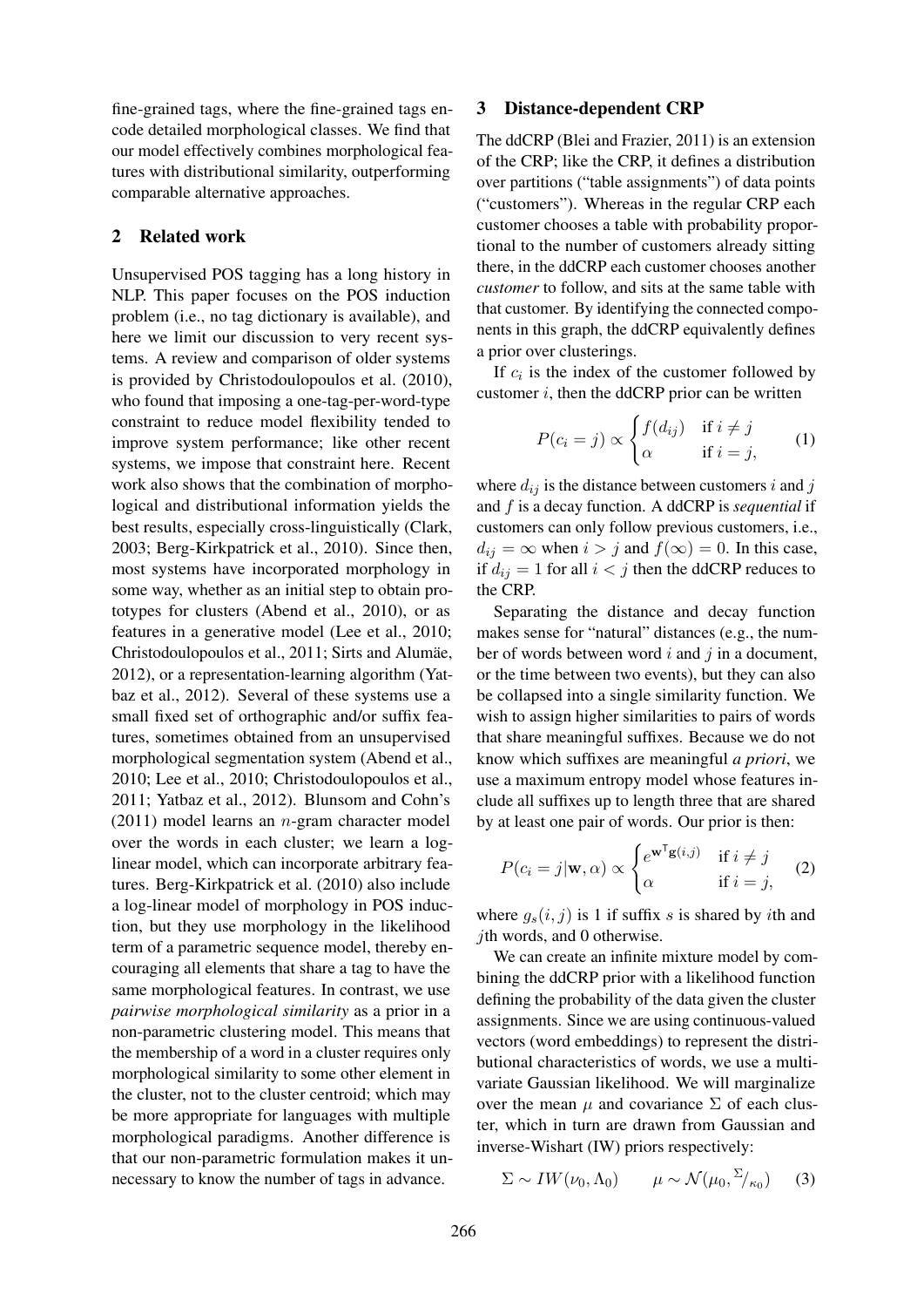fine-grained tags, where the fine-grained tags encode detailed morphological classes. We find that our model effectively combines morphological features with distributional similarity, outperforming comparable alternative approaches.

## 2 Related work

Unsupervised POS tagging has a long history in NLP. This paper focuses on the POS induction problem (i.e., no tag dictionary is available), and here we limit our discussion to very recent systems. A review and comparison of older systems is provided by Christodoulopoulos et al. (2010), who found that imposing a one-tag-per-word-type constraint to reduce model flexibility tended to improve system performance; like other recent systems, we impose that constraint here. Recent work also shows that the combination of morphological and distributional information yields the best results, especially cross-linguistically (Clark, 2003; Berg-Kirkpatrick et al., 2010). Since then, most systems have incorporated morphology in some way, whether as an initial step to obtain prototypes for clusters (Abend et al., 2010), or as features in a generative model (Lee et al., 2010; Christodoulopoulos et al., 2011; Sirts and Alumäe, 2012), or a representation-learning algorithm (Yatbaz et al., 2012). Several of these systems use a small fixed set of orthographic and/or suffix features, sometimes obtained from an unsupervised morphological segmentation system (Abend et al., 2010; Lee et al., 2010; Christodoulopoulos et al., 2011; Yatbaz et al., 2012). Blunsom and Cohn's (2011) model learns an $n$-gram character model over the words in each cluster; we learn a log-linear model, which can incorporate arbitrary features. Berg-Kirkpatrick et al. (2010) also include a log-linear model of morphology in POS induction, but they use morphology in the likelihood term of a parametric sequence model, thereby encouraging all elements that share a tag to have the same morphological features. In contrast, we use *pairwise morphological similarity* as a prior in a non-parametric clustering model. This means that the membership of a word in a cluster requires only morphological similarity to some other element in the cluster, not to the cluster centroid; which may be more appropriate for languages with multiple morphological paradigms. Another difference is that our non-parametric formulation makes it unnecessary to know the number of tags in advance.

## 3 Distance-dependent CRP

The ddCRP (Blei and Frazier, 2011) is an extension of the CRP; like the CRP, it defines a distribution over partitions ("table assignments") of data points ("customers"). Whereas in the regular CRP each customer chooses a table with probability proportional to the number of customers already sitting there, in the ddCRP each customer chooses another *customer* to follow, and sits at the same table with that customer. By identifying the connected components in this graph, the ddCRP equivalently defines a prior over clusterings.

If $c_i$ is the index of the customer followed by customer $i$, then the ddCRP prior can be written

$$P(c_i = j) \propto \begin{cases} f(d_{ij}) & \text{if } i \neq j \\ \alpha & \text{if } i = j, \end{cases} \quad (1)$$

where $d_{ij}$ is the distance between customers $i$ and $j$ and $f$ is a decay function. A ddCRP is *sequential* if customers can only follow previous customers, i.e., $d_{ij} = \infty$ when $i > j$ and $f(\infty) = 0$. In this case, if $d_{ij} = 1$ for all $i < j$ then the ddCRP reduces to the CRP.

Separating the distance and decay function makes sense for "natural" distances (e.g., the number of words between word $i$ and $j$ in a document, or the time between two events), but they can also be collapsed into a single similarity function. We wish to assign higher similarities to pairs of words that share meaningful suffixes. Because we do not know which suffixes are meaningful *a priori*, we use a maximum entropy model whose features include all suffixes up to length three that are shared by at least one pair of words. Our prior is then:

$$P(c_i = j | \mathbf{w}, \alpha) \propto \begin{cases} e^{\mathbf{w}^\intercal \mathbf{g}(i,j)} & \text{if } i \neq j \\ \alpha & \text{if } i = j, \end{cases} \quad (2)$$

where $g_s(i, j)$ is 1 if suffix $s$ is shared by $i$th and $j$th words, and 0 otherwise.

We can create an infinite mixture model by combining the ddCRP prior with a likelihood function defining the probability of the data given the cluster assignments. Since we are using continuous-valued vectors (word embeddings) to represent the distributional characteristics of words, we use a multivariate Gaussian likelihood. We will marginalize over the mean $\mu$ and covariance $\Sigma$ of each cluster, which in turn are drawn from Gaussian and inverse-Wishart (IW) priors respectively:

$$\Sigma \sim IW(\nu_0, \Lambda_0) \qquad \mu \sim \mathcal{N}(\mu_0, \Sigma/\kappa_0) \quad (3)$$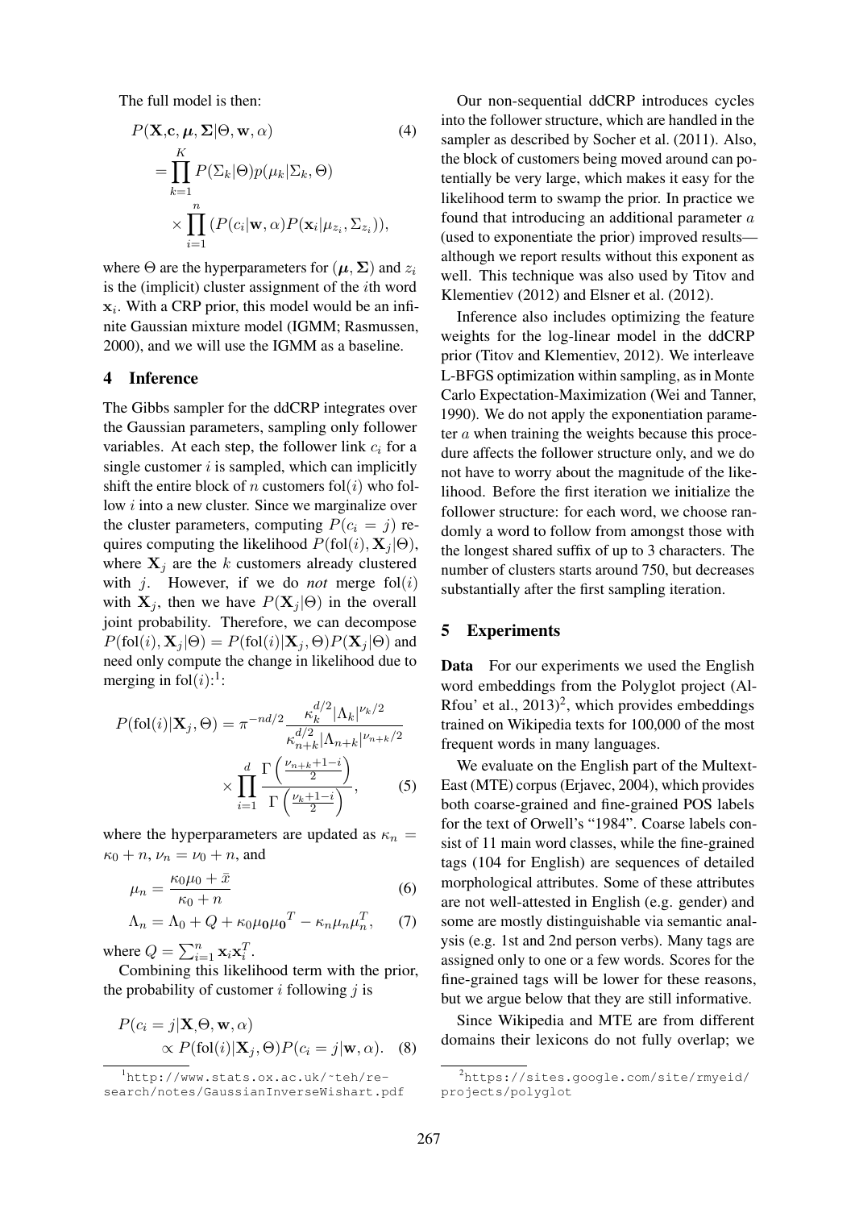The full model is then:

$$
\begin{aligned}
P(\mathbf{X},\mathbf{c},\boldsymbol{\mu},\boldsymbol{\Sigma}|\Theta,\mathbf{w},\alpha) & \qquad (4)\\
= \prod_{k=1}^{K} P(\Sigma_k|\Theta)p(\mu_k|\Sigma_k,\Theta) &\\
\times \prod_{i=1}^{n} (P(c_i|\mathbf{w},\alpha)P(\mathbf{x}_i|\mu_{z_i},\Sigma_{z_i})), &
\end{aligned}
$$

where $\Theta$ are the hyperparameters for $(\boldsymbol{\mu},\boldsymbol{\Sigma})$ and $z_i$ is the (implicit) cluster assignment of the $i$th word $\mathbf{x}_i$. With a CRP prior, this model would be an infinite Gaussian mixture model (IGMM; Rasmussen, 2000), and we will use the IGMM as a baseline.

## 4 Inference

The Gibbs sampler for the ddCRP integrates over the Gaussian parameters, sampling only follower variables. At each step, the follower link $c_i$ for a single customer $i$ is sampled, which can implicitly shift the entire block of $n$ customers $\text{fol}(i)$ who follow $i$ into a new cluster. Since we marginalize over the cluster parameters, computing $P(c_i = j)$ requires computing the likelihood $P(\text{fol}(i), \mathbf{X}_j|\Theta)$, where $\mathbf{X}_j$ are the $k$ customers already clustered with $j$. However, if we do *not* merge $\text{fol}(i)$ with $\mathbf{X}_j$, then we have $P(\mathbf{X}_j|\Theta)$ in the overall joint probability. Therefore, we can decompose $P(\text{fol}(i), \mathbf{X}_j|\Theta) = P(\text{fol}(i)|\mathbf{X}_j,\Theta)P(\mathbf{X}_j|\Theta)$ and need only compute the change in likelihood due to merging in $\text{fol}(i)$:[1]:

$$
P(\text{fol}(i)|\mathbf{X}_j,\Theta) = \pi^{-nd/2}\frac{\kappa_k^{d/2}|\Lambda_k|^{\nu_k/2}}{\kappa_{n+k}^{d/2}|\Lambda_{n+k}|^{\nu_{n+k}/2}} \times \prod_{i=1}^{d}\frac{\Gamma\left(\frac{\nu_{n+k}+1-i}{2}\right)}{\Gamma\left(\frac{\nu_k+1-i}{2}\right)}, \qquad (5)
$$

where the hyperparameters are updated as $\kappa_n = \kappa_0 + n$, $\nu_n = \nu_0 + n$, and

$$
\mu_n = \frac{\kappa_0\mu_0 + \bar{x}}{\kappa_0 + n} \qquad (6)
$$

$$
\Lambda_n = \Lambda_0 + Q + \kappa_0\mu_0\mu_0^T - \kappa_n\mu_n\mu_n^T, \qquad (7)
$$

where $Q = \sum_{i=1}^{n}\mathbf{x}_i\mathbf{x}_i^T$.

Combining this likelihood term with the prior, the probability of customer $i$ following $j$ is

$$
\begin{aligned}
P(c_i = j|\mathbf{X},\Theta,\mathbf{w},\alpha)&\\
\propto P(\text{fol}(i)|\mathbf{X}_j,\Theta)P(c_i = j|\mathbf{w},\alpha). &\qquad (8)
\end{aligned}
$$

Our non-sequential ddCRP introduces cycles into the follower structure, which are handled in the sampler as described by Socher et al. (2011). Also, the block of customers being moved around can potentially be very large, which makes it easy for the likelihood term to swamp the prior. In practice we found that introducing an additional parameter $a$ (used to exponentiate the prior) improved results—although we report results without this exponent as well. This technique was also used by Titov and Klementiev (2012) and Elsner et al. (2012).

Inference also includes optimizing the feature weights for the log-linear model in the ddCRP prior (Titov and Klementiev, 2012). We interleave L-BFGS optimization within sampling, as in Monte Carlo Expectation-Maximization (Wei and Tanner, 1990). We do not apply the exponentiation parameter $a$ when training the weights because this procedure affects the follower structure only, and we do not have to worry about the magnitude of the likelihood. Before the first iteration we initialize the follower structure: for each word, we choose randomly a word to follow from amongst those with the longest shared suffix of up to 3 characters. The number of clusters starts around 750, but decreases substantially after the first sampling iteration.

## 5 Experiments

**Data** For our experiments we used the English word embeddings from the Polyglot project (Al-Rfou' et al., 2013)[2], which provides embeddings trained on Wikipedia texts for 100,000 of the most frequent words in many languages.

We evaluate on the English part of the Multext-East (MTE) corpus (Erjavec, 2004), which provides both coarse-grained and fine-grained POS labels for the text of Orwell's "1984". Coarse labels consist of 11 main word classes, while the fine-grained tags (104 for English) are sequences of detailed morphological attributes. Some of these attributes are not well-attested in English (e.g. gender) and some are mostly distinguishable via semantic analysis (e.g. 1st and 2nd person verbs). Many tags are assigned only to one or a few words. Scores for the fine-grained tags will be lower for these reasons, but we argue below that they are still informative.

Since Wikipedia and MTE are from different domains their lexicons do not fully overlap; we

[1] http://www.stats.ox.ac.uk/~teh/research/notes/GaussianInverseWishart.pdf

[2] https://sites.google.com/site/rmyeid/projects/polyglot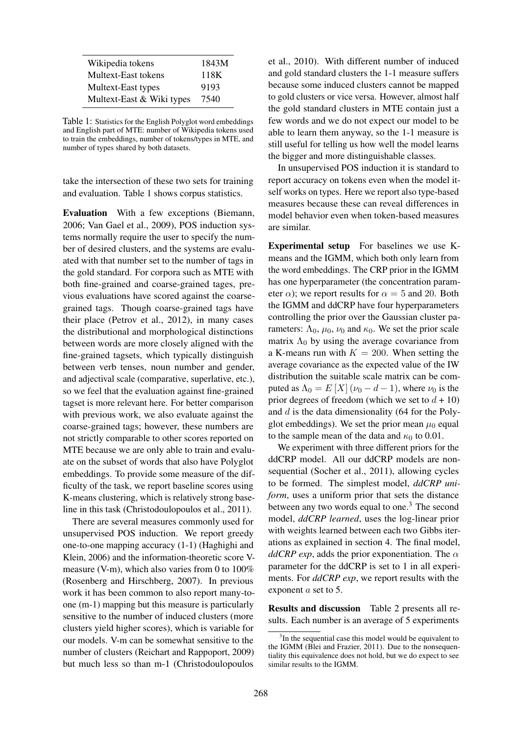| Wikipedia tokens | 1843M |
|---|---|
| Multext-East tokens | 118K |
| Multext-East types | 9193 |
| Multext-East & Wiki types | 7540 |

Table 1: Statistics for the English Polyglot word embeddings and English part of MTE: number of Wikipedia tokens used to train the embeddings, number of tokens/types in MTE, and number of types shared by both datasets.

take the intersection of these two sets for training and evaluation. Table 1 shows corpus statistics.

**Evaluation** With a few exceptions (Biemann, 2006; Van Gael et al., 2009), POS induction systems normally require the user to specify the number of desired clusters, and the systems are evaluated with that number set to the number of tags in the gold standard. For corpora such as MTE with both fine-grained and coarse-grained tages, previous evaluations have scored against the coarse-grained tags. Though coarse-grained tags have their place (Petrov et al., 2012), in many cases the distributional and morphological distinctions between words are more closely aligned with the fine-grained tagsets, which typically distinguish between verb tenses, noun number and gender, and adjectival scale (comparative, superlative, etc.), so we feel that the evaluation against fine-grained tagset is more relevant here. For better comparison with previous work, we also evaluate against the coarse-grained tags; however, these numbers are not strictly comparable to other scores reported on MTE because we are only able to train and evaluate on the subset of words that also have Polyglot embeddings. To provide some measure of the difficulty of the task, we report baseline scores using K-means clustering, which is relatively strong baseline in this task (Christodoulopoulos et al., 2011).

There are several measures commonly used for unsupervised POS induction. We report greedy one-to-one mapping accuracy (1-1) (Haghighi and Klein, 2006) and the information-theoretic score V-measure (V-m), which also varies from 0 to 100% (Rosenberg and Hirschberg, 2007). In previous work it has been common to also report many-to-one (m-1) mapping but this measure is particularly sensitive to the number of induced clusters (more clusters yield higher scores), which is variable for our models. V-m can be somewhat sensitive to the number of clusters (Reichart and Rappoport, 2009) but much less so than m-1 (Christodoulopoulos et al., 2010). With different number of induced and gold standard clusters the 1-1 measure suffers because some induced clusters cannot be mapped to gold clusters or vice versa. However, almost half the gold standard clusters in MTE contain just a few words and we do not expect our model to be able to learn them anyway, so the 1-1 measure is still useful for telling us how well the model learns the bigger and more distinguishable classes.

In unsupervised POS induction it is standard to report accuracy on tokens even when the model itself works on types. Here we report also type-based measures because these can reveal differences in model behavior even when token-based measures are similar.

**Experimental setup** For baselines we use K-means and the IGMM, which both only learn from the word embeddings. The CRP prior in the IGMM has one hyperparameter (the concentration parameter $\alpha$); we report results for $\alpha = 5$ and 20. Both the IGMM and ddCRP have four hyperparameters controlling the prior over the Gaussian cluster parameters: $\Lambda_0$, $\mu_0$, $\nu_0$ and $\kappa_0$. We set the prior scale matrix $\Lambda_0$ by using the average covariance from a K-means run with $K = 200$. When setting the average covariance as the expected value of the IW distribution the suitable scale matrix can be computed as $\Lambda_0 = E[X](\nu_0 - d - 1)$, where $\nu_0$ is the prior degrees of freedom (which we set to $d + 10$) and $d$ is the data dimensionality (64 for the Polyglot embeddings). We set the prior mean $\mu_0$ equal to the sample mean of the data and $\kappa_0$ to 0.01.

We experiment with three different priors for the ddCRP model. All our ddCRP models are non-sequential (Socher et al., 2011), allowing cycles to be formed. The simplest model, *ddCRP uniform*, uses a uniform prior that sets the distance between any two words equal to one.[3] The second model, *ddCRP learned*, uses the log-linear prior with weights learned between each two Gibbs iterations as explained in section 4. The final model, *ddCRP exp*, adds the prior exponentiation. The $\alpha$ parameter for the ddCRP is set to 1 in all experiments. For *ddCRP exp*, we report results with the exponent $a$ set to 5.

**Results and discussion** Table 2 presents all results. Each number is an average of 5 experiments

[3] In the sequential case this model would be equivalent to the IGMM (Blei and Frazier, 2011). Due to the nonsequentiality this equivalence does not hold, but we do expect to see similar results to the IGMM.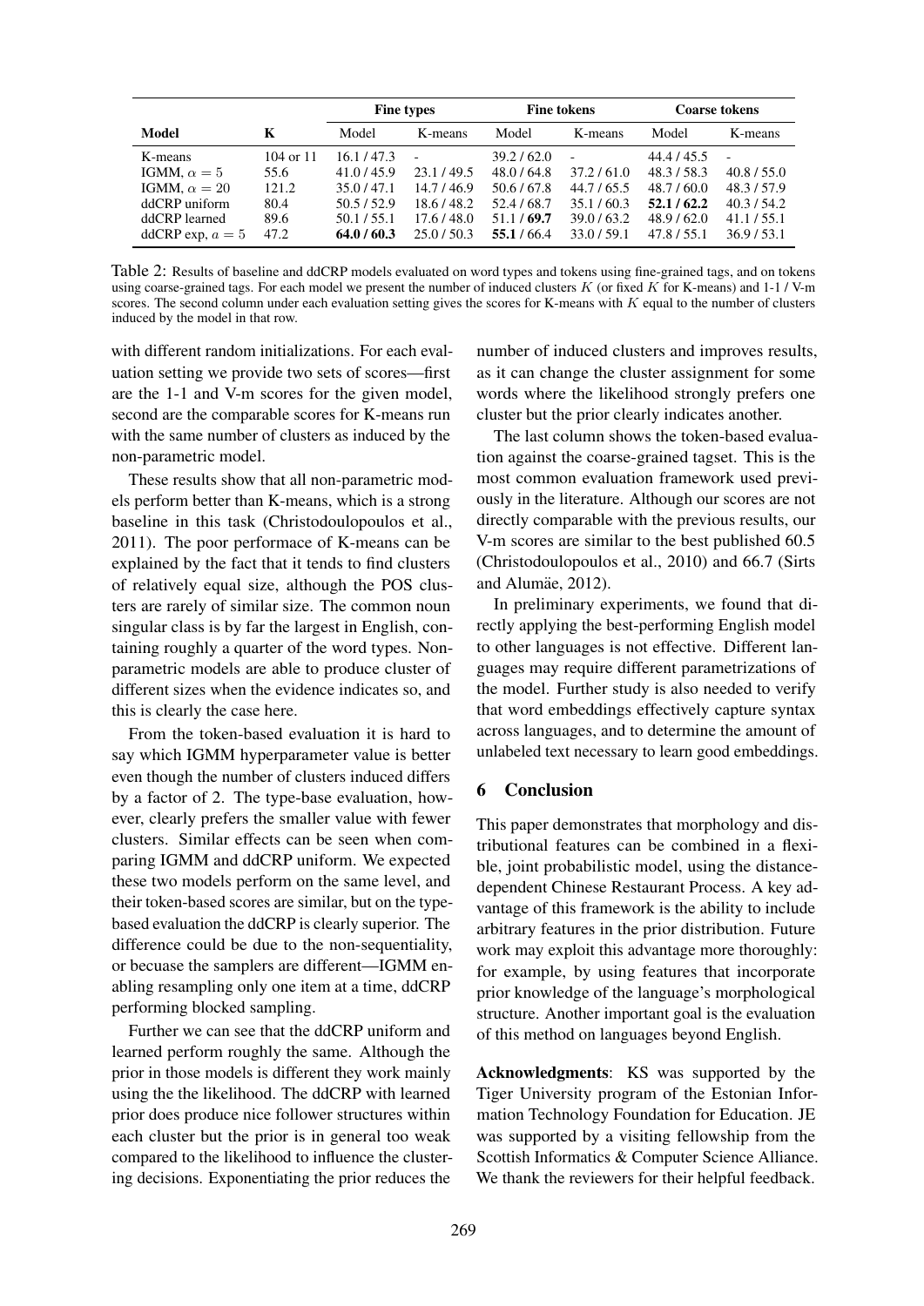| Model | K | Fine types | | Fine tokens | | Coarse tokens | |
|---|---|---|---|---|---|---|---|
| | | Model | K-means | Model | K-means | Model | K-means |
| K-means | 104 or 11 | 16.1 / 47.3 | - | 39.2 / 62.0 | - | 44.4 / 45.5 | - |
| IGMM, $\alpha = 5$ | 55.6 | 41.0 / 45.9 | 23.1 / 49.5 | 48.0 / 64.8 | 37.2 / 61.0 | 48.3 / 58.3 | 40.8 / 55.0 |
| IGMM, $\alpha = 20$ | 121.2 | 35.0 / 47.1 | 14.7 / 46.9 | 50.6 / 67.8 | 44.7 / 65.5 | 48.7 / 60.0 | 48.3 / 57.9 |
| ddCRP uniform | 80.4 | 50.5 / 52.9 | 18.6 / 48.2 | 52.4 / 68.7 | 35.1 / 60.3 | **52.1 / 62.2** | 40.3 / 54.2 |
| ddCRP learned | 89.6 | 50.1 / 55.1 | 17.6 / 48.0 | 51.1 / **69.7** | 39.0 / 63.2 | 48.9 / 62.0 | 41.1 / 55.1 |
| ddCRP exp, $a = 5$ | 47.2 | **64.0 / 60.3** | 25.0 / 50.3 | **55.1** / 66.4 | 33.0 / 59.1 | 47.8 / 55.1 | 36.9 / 53.1 |

Table 2: Results of baseline and ddCRP models evaluated on word types and tokens using fine-grained tags, and on tokens using coarse-grained tags. For each model we present the number of induced clusters $K$ (or fixed $K$ for K-means) and 1-1 / V-m scores. The second column under each evaluation setting gives the scores for K-means with $K$ equal to the number of clusters induced by the model in that row.

with different random initializations. For each evaluation setting we provide two sets of scores—first are the 1-1 and V-m scores for the given model, second are the comparable scores for K-means run with the same number of clusters as induced by the non-parametric model.

These results show that all non-parametric models perform better than K-means, which is a strong baseline in this task (Christodoulopoulos et al., 2011). The poor performace of K-means can be explained by the fact that it tends to find clusters of relatively equal size, although the POS clusters are rarely of similar size. The common noun singular class is by far the largest in English, containing roughly a quarter of the word types. Non-parametric models are able to produce cluster of different sizes when the evidence indicates so, and this is clearly the case here.

From the token-based evaluation it is hard to say which IGMM hyperparameter value is better even though the number of clusters induced differs by a factor of 2. The type-base evaluation, however, clearly prefers the smaller value with fewer clusters. Similar effects can be seen when comparing IGMM and ddCRP uniform. We expected these two models perform on the same level, and their token-based scores are similar, but on the type-based evaluation the ddCRP is clearly superior. The difference could be due to the non-sequentiality, or becuase the samplers are different—IGMM enabling resampling only one item at a time, ddCRP performing blocked sampling.

Further we can see that the ddCRP uniform and learned perform roughly the same. Although the prior in those models is different they work mainly using the the likelihood. The ddCRP with learned prior does produce nice follower structures within each cluster but the prior is in general too weak compared to the likelihood to influence the clustering decisions. Exponentiating the prior reduces the number of induced clusters and improves results, as it can change the cluster assignment for some words where the likelihood strongly prefers one cluster but the prior clearly indicates another.

The last column shows the token-based evaluation against the coarse-grained tagset. This is the most common evaluation framework used previously in the literature. Although our scores are not directly comparable with the previous results, our V-m scores are similar to the best published 60.5 (Christodoulopoulos et al., 2010) and 66.7 (Sirts and Alumäe, 2012).

In preliminary experiments, we found that directly applying the best-performing English model to other languages is not effective. Different languages may require different parametrizations of the model. Further study is also needed to verify that word embeddings effectively capture syntax across languages, and to determine the amount of unlabeled text necessary to learn good embeddings.

## 6 Conclusion

This paper demonstrates that morphology and distributional features can be combined in a flexible, joint probabilistic model, using the distance-dependent Chinese Restaurant Process. A key advantage of this framework is the ability to include arbitrary features in the prior distribution. Future work may exploit this advantage more thoroughly: for example, by using features that incorporate prior knowledge of the language's morphological structure. Another important goal is the evaluation of this method on languages beyond English.

**Acknowledgments**: KS was supported by the Tiger University program of the Estonian Information Technology Foundation for Education. JE was supported by a visiting fellowship from the Scottish Informatics & Computer Science Alliance. We thank the reviewers for their helpful feedback.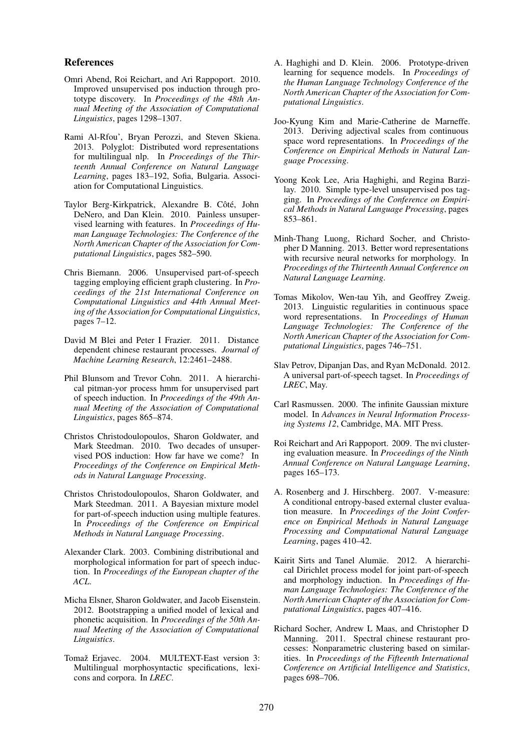## References

Omri Abend, Roi Reichart, and Ari Rappoport. 2010. Improved unsupervised pos induction through prototype discovery. In *Proceedings of the 48th Annual Meeting of the Association of Computational Linguistics*, pages 1298–1307.

Rami Al-Rfou', Bryan Perozzi, and Steven Skiena. 2013. Polyglot: Distributed word representations for multilingual nlp. In *Proceedings of the Thirteenth Annual Conference on Natural Language Learning*, pages 183–192, Sofia, Bulgaria. Association for Computational Linguistics.

Taylor Berg-Kirkpatrick, Alexandre B. Côté, John DeNero, and Dan Klein. 2010. Painless unsupervised learning with features. In *Proceedings of Human Language Technologies: The Conference of the North American Chapter of the Association for Computational Linguistics*, pages 582–590.

Chris Biemann. 2006. Unsupervised part-of-speech tagging employing efficient graph clustering. In *Proceedings of the 21st International Conference on Computational Linguistics and 44th Annual Meeting of the Association for Computational Linguistics*, pages 7–12.

David M Blei and Peter I Frazier. 2011. Distance dependent chinese restaurant processes. *Journal of Machine Learning Research*, 12:2461–2488.

Phil Blunsom and Trevor Cohn. 2011. A hierarchical pitman-yor process hmm for unsupervised part of speech induction. In *Proceedings of the 49th Annual Meeting of the Association of Computational Linguistics*, pages 865–874.

Christos Christodoulopoulos, Sharon Goldwater, and Mark Steedman. 2010. Two decades of unsupervised POS induction: How far have we come? In *Proceedings of the Conference on Empirical Methods in Natural Language Processing*.

Christos Christodoulopoulos, Sharon Goldwater, and Mark Steedman. 2011. A Bayesian mixture model for part-of-speech induction using multiple features. In *Proceedings of the Conference on Empirical Methods in Natural Language Processing*.

Alexander Clark. 2003. Combining distributional and morphological information for part of speech induction. In *Proceedings of the European chapter of the ACL*.

Micha Elsner, Sharon Goldwater, and Jacob Eisenstein. 2012. Bootstrapping a unified model of lexical and phonetic acquisition. In *Proceedings of the 50th Annual Meeting of the Association of Computational Linguistics*.

Tomaž Erjavec. 2004. MULTEXT-East version 3: Multilingual morphosyntactic specifications, lexicons and corpora. In *LREC*.

A. Haghighi and D. Klein. 2006. Prototype-driven learning for sequence models. In *Proceedings of the Human Language Technology Conference of the North American Chapter of the Association for Computational Linguistics*.

Joo-Kyung Kim and Marie-Catherine de Marneffe. 2013. Deriving adjectival scales from continuous space word representations. In *Proceedings of the Conference on Empirical Methods in Natural Language Processing*.

Yoong Keok Lee, Aria Haghighi, and Regina Barzilay. 2010. Simple type-level unsupervised pos tagging. In *Proceedings of the Conference on Empirical Methods in Natural Language Processing*, pages 853–861.

Minh-Thang Luong, Richard Socher, and Christopher D Manning. 2013. Better word representations with recursive neural networks for morphology. In *Proceedings of the Thirteenth Annual Conference on Natural Language Learning*.

Tomas Mikolov, Wen-tau Yih, and Geoffrey Zweig. 2013. Linguistic regularities in continuous space word representations. In *Proceedings of Human Language Technologies: The Conference of the North American Chapter of the Association for Computational Linguistics*, pages 746–751.

Slav Petrov, Dipanjan Das, and Ryan McDonald. 2012. A universal part-of-speech tagset. In *Proceedings of LREC*, May.

Carl Rasmussen. 2000. The infinite Gaussian mixture model. In *Advances in Neural Information Processing Systems 12*, Cambridge, MA. MIT Press.

Roi Reichart and Ari Rappoport. 2009. The nvi clustering evaluation measure. In *Proceedings of the Ninth Annual Conference on Natural Language Learning*, pages 165–173.

A. Rosenberg and J. Hirschberg. 2007. V-measure: A conditional entropy-based external cluster evaluation measure. In *Proceedings of the Joint Conference on Empirical Methods in Natural Language Processing and Computational Natural Language Learning*, pages 410–42.

Kairit Sirts and Tanel Alumäe. 2012. A hierarchical Dirichlet process model for joint part-of-speech and morphology induction. In *Proceedings of Human Language Technologies: The Conference of the North American Chapter of the Association for Computational Linguistics*, pages 407–416.

Richard Socher, Andrew L Maas, and Christopher D Manning. 2011. Spectral chinese restaurant processes: Nonparametric clustering based on similarities. In *Proceedings of the Fifteenth International Conference on Artificial Intelligence and Statistics*, pages 698–706.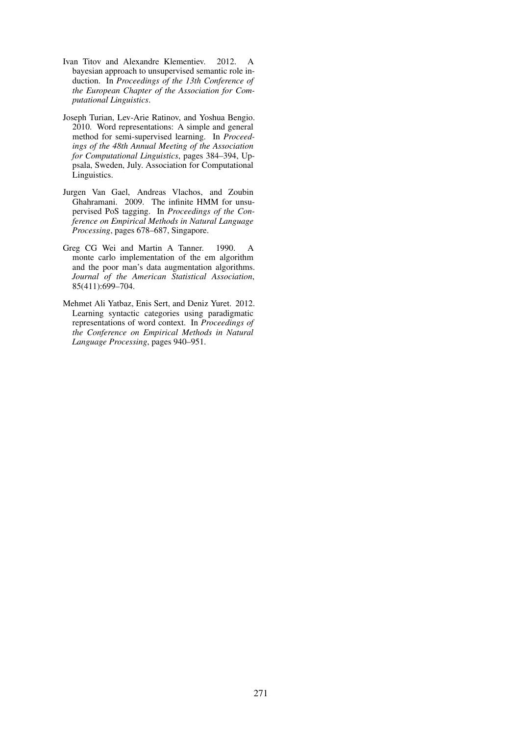Ivan Titov and Alexandre Klementiev. 2012. A bayesian approach to unsupervised semantic role induction. In *Proceedings of the 13th Conference of the European Chapter of the Association for Computational Linguistics*.

Joseph Turian, Lev-Arie Ratinov, and Yoshua Bengio. 2010. Word representations: A simple and general method for semi-supervised learning. In *Proceedings of the 48th Annual Meeting of the Association for Computational Linguistics*, pages 384–394, Uppsala, Sweden, July. Association for Computational Linguistics.

Jurgen Van Gael, Andreas Vlachos, and Zoubin Ghahramani. 2009. The infinite HMM for unsupervised PoS tagging. In *Proceedings of the Conference on Empirical Methods in Natural Language Processing*, pages 678–687, Singapore.

Greg CG Wei and Martin A Tanner. 1990. A monte carlo implementation of the em algorithm and the poor man's data augmentation algorithms. *Journal of the American Statistical Association*, 85(411):699–704.

Mehmet Ali Yatbaz, Enis Sert, and Deniz Yuret. 2012. Learning syntactic categories using paradigmatic representations of word context. In *Proceedings of the Conference on Empirical Methods in Natural Language Processing*, pages 940–951.